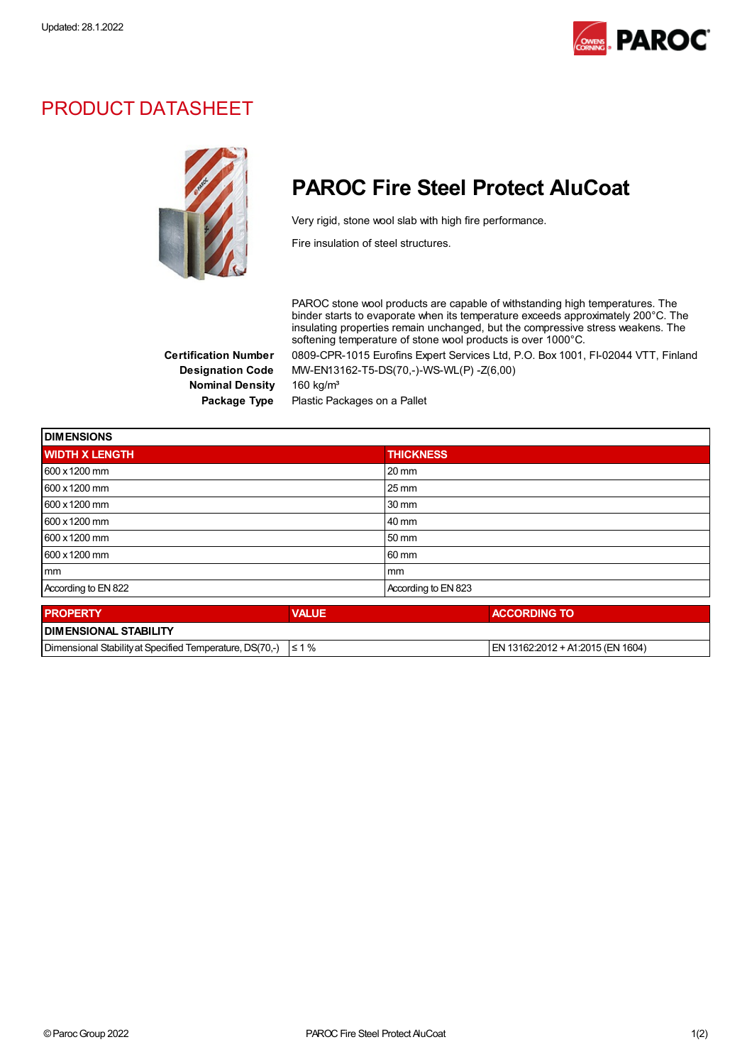Updated: 28.1.2022

# PRODUCT DATASHEET

## PAROC Fire Steel Protect AluCoat

Very rigid, stone wool slab with high fire performance.

Fire insulation of steel structures.

PAROC stone wool products are capable of withstanding high temperatures. The binder starts to evaporate when its temperature exceeds approximately 200°C. The insulating properties remain unchanged, but the compressive stress weakens. The softening temperature of stone wool products is over 1000°C.

**Certification Number** 0809-CPR-1015 Eurofins Expert Services Ltd, P.O. Box 1001, FI-02044 VTT, Finland

**Designation Code** MW-EN13162-T5-DS(70,-)-WS-WL(P) -Z(6,00)

**Nominal Density** 160 kg/m³

**Package Type** Plastic Packages on a Pallet

| DIMENSIONS | |
|---|---|
| **WIDTH X LENGTH** | **THICKNESS** |
| 600 x 1200 mm | 20 mm |
| 600 x 1200 mm | 25 mm |
| 600 x 1200 mm | 30 mm |
| 600 x 1200 mm | 40 mm |
| 600 x 1200 mm | 50 mm |
| 600 x 1200 mm | 60 mm |
| mm | mm |
| According to EN 822 | According to EN 823 |

| PROPERTY | VALUE | ACCORDING TO |
|---|---|---|
| **DIMENSIONAL STABILITY** | | |
| Dimensional Stability at Specified Temperature, DS(70,-) | ≤ 1 % | EN 13162:2012 + A1:2015 (EN 1604) |

© Paroc Group 2022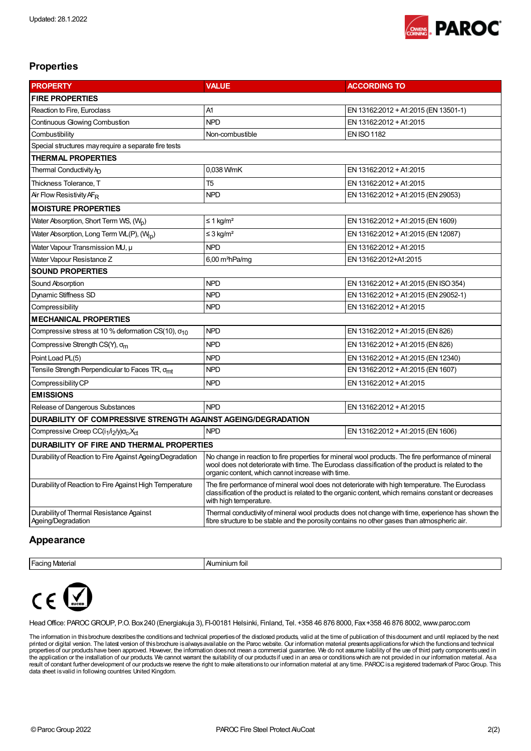Updated: 28.1.2022

## Properties

| PROPERTY | VALUE | ACCORDING TO |
|---|---|---|
| **FIRE PROPERTIES** | | |
| Reaction to Fire, Euroclass | A1 | EN 13162:2012 + A1:2015 (EN 13501-1) |
| Continuous Glowing Combustion | NPD | EN 13162:2012 + A1:2015 |
| Combustibility | Non-combustible | EN ISO 1182 |
| Special structures may require a separate fire tests | | |
| **THERMAL PROPERTIES** | | |
| Thermal Conductivity $\lambda_D$ | 0,038 W/mK | EN 13162:2012 + A1:2015 |
| Thickness Tolerance, T | T5 | EN 13162:2012 + A1:2015 |
| Air Flow Resistivity $AF_R$ | NPD | EN 13162:2012 + A1:2015 (EN 29053) |
| **MOISTURE PROPERTIES** | | |
| Water Absorption, Short Term WS, ($W_p$) | ≤ 1 kg/m² | EN 13162:2012 + A1:2015 (EN 1609) |
| Water Absorption, Long Term WL(P), ($W_{lp}$) | ≤ 3 kg/m² | EN 13162:2012 + A1:2015 (EN 12087) |
| Water Vapour Transmission MU, µ | NPD | EN 13162:2012 + A1:2015 |
| Water Vapour Resistance Z | 6,00 m²hPa/mg | EN 13162:2012+A1:2015 |
| **SOUND PROPERTIES** | | |
| Sound Absorption | NPD | EN 13162:2012 + A1:2015 (EN ISO 354) |
| Dynamic Stiffness SD | NPD | EN 13162:2012 + A1:2015 (EN 29052-1) |
| Compressibility | NPD | EN 13162:2012 + A1:2015 |
| **MECHANICAL PROPERTIES** | | |
| Compressive stress at 10 % deformation CS(10), $\sigma_{10}$ | NPD | EN 13162:2012 + A1:2015 (EN 826) |
| Compressive Strength CS(Y), $\sigma_m$ | NPD | EN 13162:2012 + A1:2015 (EN 826) |
| Point Load PL(5) | NPD | EN 13162:2012 + A1:2015 (EN 12340) |
| Tensile Strength Perpendicular to Faces TR, $\sigma_{mt}$ | NPD | EN 13162:2012 + A1:2015 (EN 1607) |
| Compressibility CP | NPD | EN 13162:2012 + A1:2015 |
| **EMISSIONS** | | |
| Release of Dangerous Substances | NPD | EN 13162:2012 + A1:2015 |
| **DURABILITY OF COMPRESSIVE STRENGTH AGAINST AGEING/DEGRADATION** | | |
| Compressive Creep $CC(i_1/i_2/y)\sigma_c X_{ct}$ | NPD | EN 13162:2012 + A1:2015 (EN 1606) |
| **DURABILITY OF FIRE AND THERMAL PROPERTIES** | | |
| Durability of Reaction to Fire Against Ageing/Degradation | No change in reaction to fire properties for mineral wool products. The fire performance of mineral wool does not deteriorate with time. The Euroclass classification of the product is related to the organic content, which cannot increase with time. | |
| Durability of Reaction to Fire Against High Temperature | The fire performance of mineral wool does not deteriorate with high temperature. The Euroclass classification of the product is related to the organic content, which remains constant or decreases with high temperature. | |
| Durability of Thermal Resistance Against Ageing/Degradation | Thermal conductivity of mineral wool products does not change with time, experience has shown the fibre structure to be stable and the porosity contains no other gases than atmospheric air. | |

## Appearance

| | |
|---|---|
| Facing Material | Aluminium foil |

Head Office: PAROC GROUP, P.O. Box 240 (Energiakuja 3), FI-00181 Helsinki, Finland, Tel. +358 46 876 8000, Fax +358 46 876 8002, www.paroc.com

The information in this brochure describes the conditions and technical properties of the disclosed products, valid at the time of publication of this document and until replaced by the next printed or digital version. The latest version of this brochure is always available on the Paroc website. Our information material presents applications for which the functions and technical properties of our products have been approved. However, the information does not mean a commercial guarantee. We do not assume liability of the use of third party components used in the application or the installation of our products. We cannot warrant the suitability of our products if used in an area or conditions which are not provided in our information material. As a result of constant further development of our products we reserve the right to make alterations to our information material at any time. PAROC is a registered trademark of Paroc Group. This data sheet is valid in following countries: United Kingdom.

© Paroc Group 2022 PAROC Fire Steel Protect AluCoat